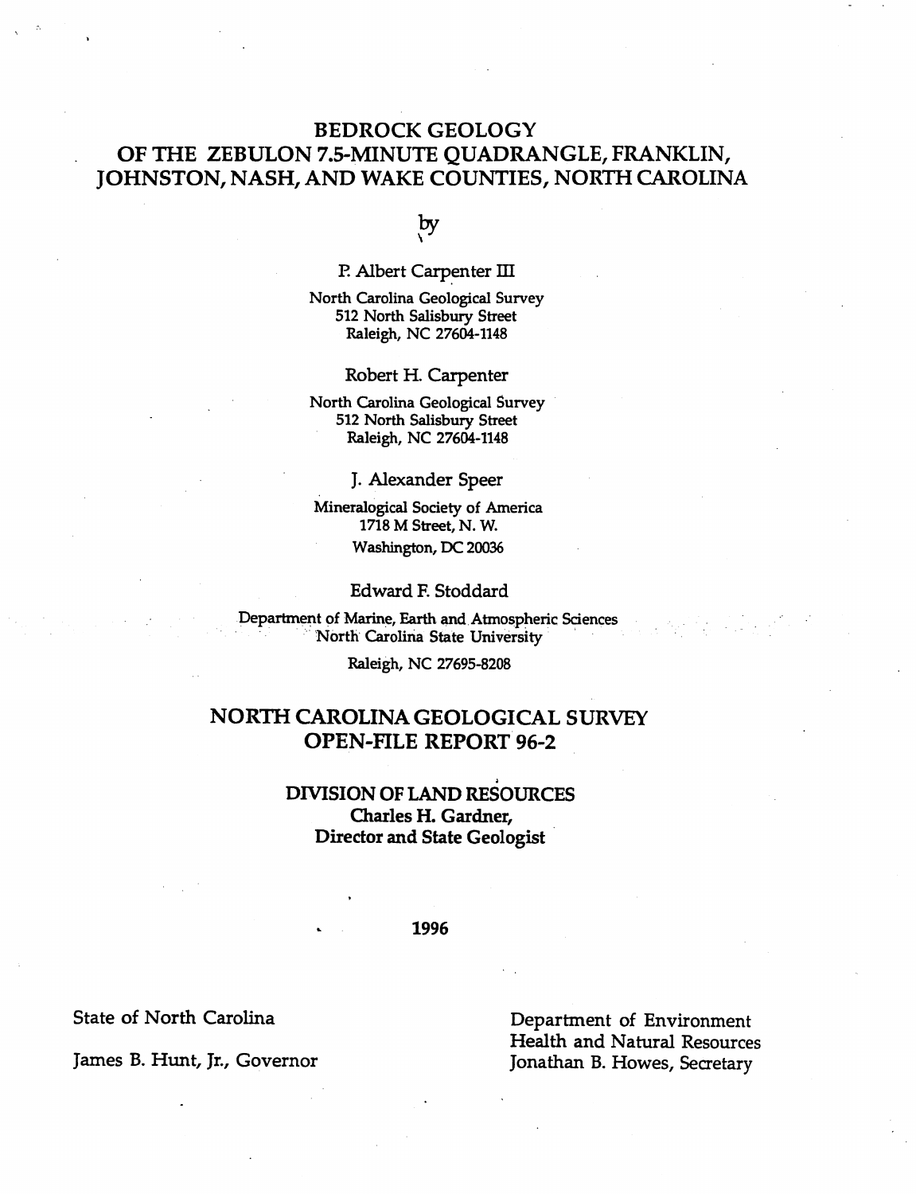# BEDROCK GEOLOGY OF THE ZEBULON 7.5-MINUTE QUADRANGLE, FRANKLIN, JOHNSTON, NASH, AND WAKE COUNTIES, NORTH CAROLINA

by

P. Albert Carpenter III

North Carolina Geological Survey
512 North Salisbury Street
Raleigh, NC 27604-1148

Robert H. Carpenter

North Carolina Geological Survey
512 North Salisbury Street
Raleigh, NC 27604-1148

J. Alexander Speer

Mineralogical Society of America
1718 M Street, N. W.
Washington, DC 20036

Edward F. Stoddard

Department of Marine, Earth and Atmospheric Sciences
North Carolina State University
Raleigh, NC 27695-8208

## NORTH CAROLINA GEOLOGICAL SURVEY OPEN-FILE REPORT 96-2

**DIVISION OF LAND RESOURCES**
**Charles H. Gardner,**
**Director and State Geologist**

**1996**

State of North Carolina

James B. Hunt, Jr., Governor

Department of Environment
Health and Natural Resources
Jonathan B. Howes, Secretary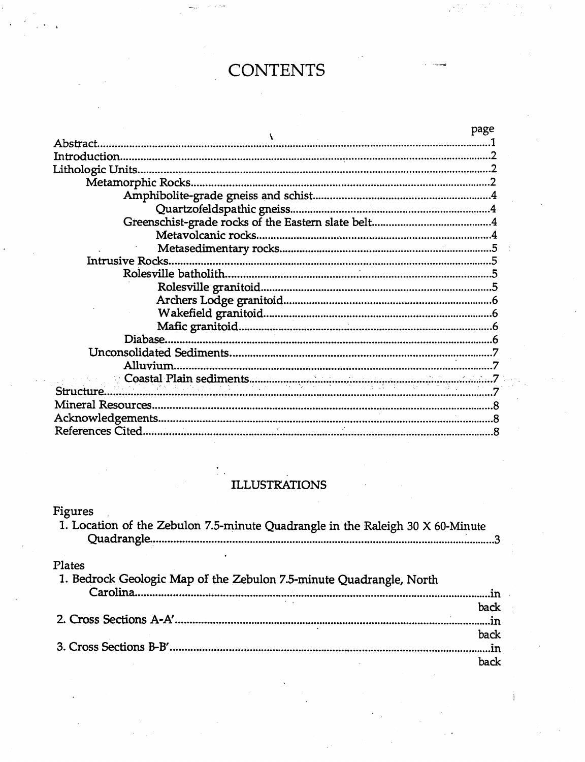# CONTENTS

| | page |
|---|---|
| Abstract | 1 |
| Introduction | 2 |
| Lithologic Units | 2 |
| Metamorphic Rocks | 2 |
| Amphibolite-grade gneiss and schist | 4 |
| Quartzofeldspathic gneiss | 4 |
| Greenschist-grade rocks of the Eastern slate belt | 4 |
| Metavolcanic rocks | 4 |
| Metasedimentary rocks | 5 |
| Intrusive Rocks | 5 |
| Rolesville batholith | 5 |
| Rolesville granitoid | 5 |
| Archers Lodge granitoid | 6 |
| Wakefield granitoid | 6 |
| Mafic granitoid | 6 |
| Diabase | 6 |
| Unconsolidated Sediments | 7 |
| Alluvium | 7 |
| Coastal Plain sediments | 7 |
| Structure | 7 |
| Mineral Resources | 8 |
| Acknowledgements | 8 |
| References Cited | 8 |

## ILLUSTRATIONS

Figures

1. Location of the Zebulon 7.5-minute Quadrangle in the Raleigh 30 X 60-Minute Quadrangle ..... 3

Plates

1. Bedrock Geologic Map of the Zebulon 7.5-minute Quadrangle, North Carolina ..... in back
2. Cross Sections A-A′ ..... in back
3. Cross Sections B-B′ ..... in back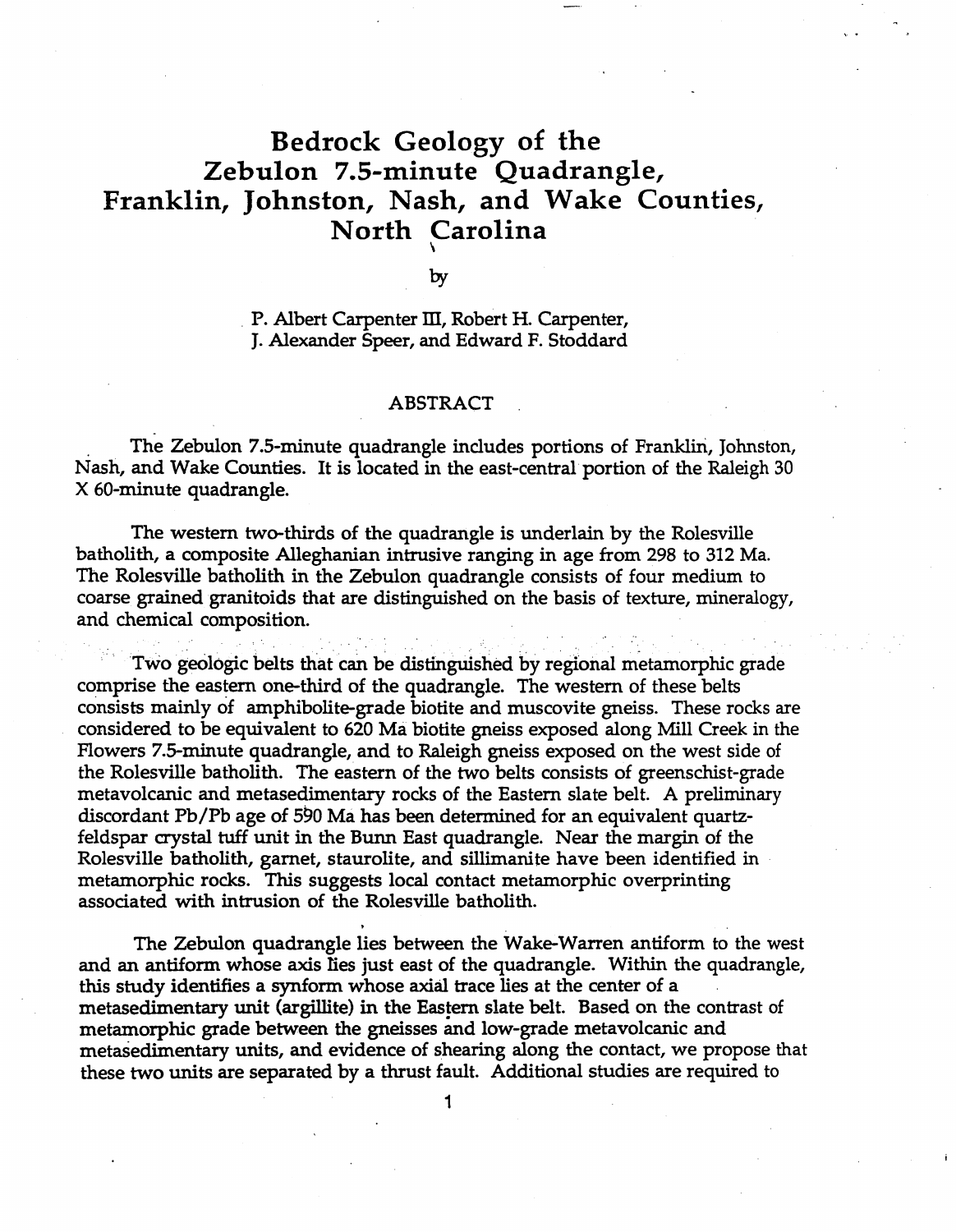# Bedrock Geology of the Zebulon 7.5-minute Quadrangle, Franklin, Johnston, Nash, and Wake Counties, North Carolina

by

P. Albert Carpenter III, Robert H. Carpenter,
J. Alexander Speer, and Edward F. Stoddard

## ABSTRACT

The Zebulon 7.5-minute quadrangle includes portions of Franklin, Johnston, Nash, and Wake Counties. It is located in the east-central portion of the Raleigh 30 X 60-minute quadrangle.

The western two-thirds of the quadrangle is underlain by the Rolesville batholith, a composite Alleghanian intrusive ranging in age from 298 to 312 Ma. The Rolesville batholith in the Zebulon quadrangle consists of four medium to coarse grained granitoids that are distinguished on the basis of texture, mineralogy, and chemical composition.

Two geologic belts that can be distinguished by regional metamorphic grade comprise the eastern one-third of the quadrangle. The western of these belts consists mainly of amphibolite-grade biotite and muscovite gneiss. These rocks are considered to be equivalent to 620 Ma biotite gneiss exposed along Mill Creek in the Flowers 7.5-minute quadrangle, and to Raleigh gneiss exposed on the west side of the Rolesville batholith. The eastern of the two belts consists of greenschist-grade metavolcanic and metasedimentary rocks of the Eastern slate belt. A preliminary discordant Pb/Pb age of 590 Ma has been determined for an equivalent quartz-feldspar crystal tuff unit in the Bunn East quadrangle. Near the margin of the Rolesville batholith, garnet, staurolite, and sillimanite have been identified in metamorphic rocks. This suggests local contact metamorphic overprinting associated with intrusion of the Rolesville batholith.

The Zebulon quadrangle lies between the Wake-Warren antiform to the west and an antiform whose axis lies just east of the quadrangle. Within the quadrangle, this study identifies a synform whose axial trace lies at the center of a metasedimentary unit (argillite) in the Eastern slate belt. Based on the contrast of metamorphic grade between the gneisses and low-grade metavolcanic and metasedimentary units, and evidence of shearing along the contact, we propose that these two units are separated by a thrust fault. Additional studies are required to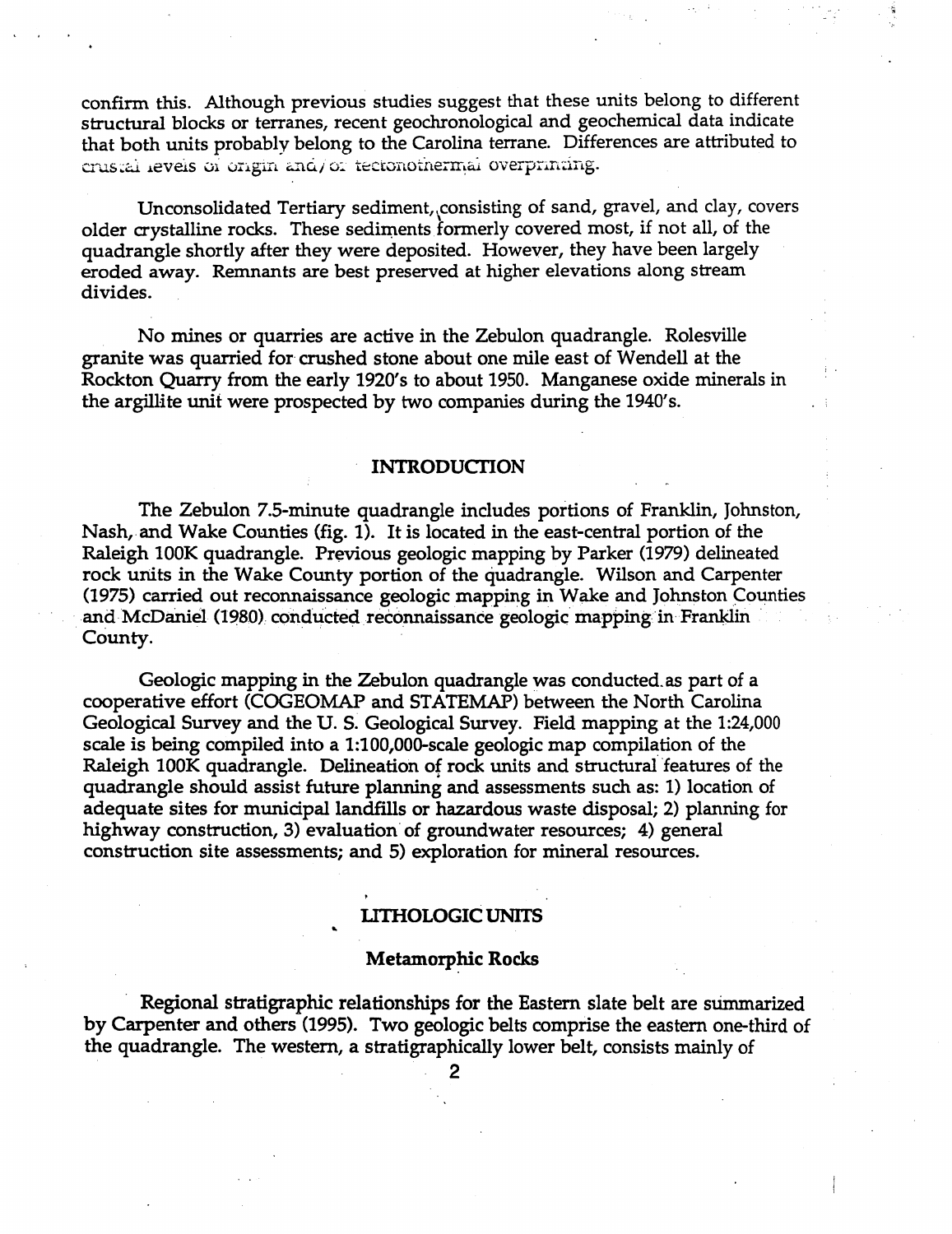confirm this. Although previous studies suggest that these units belong to different structural blocks or terranes, recent geochronological and geochemical data indicate that both units probably belong to the Carolina terrane. Differences are attributed to crustal levels of origin and/or tectonothermal overprinting.

Unconsolidated Tertiary sediment, consisting of sand, gravel, and clay, covers older crystalline rocks. These sediments formerly covered most, if not all, of the quadrangle shortly after they were deposited. However, they have been largely eroded away. Remnants are best preserved at higher elevations along stream divides.

No mines or quarries are active in the Zebulon quadrangle. Rolesville granite was quarried for crushed stone about one mile east of Wendell at the Rockton Quarry from the early 1920's to about 1950. Manganese oxide minerals in the argillite unit were prospected by two companies during the 1940's.

## INTRODUCTION

The Zebulon 7.5-minute quadrangle includes portions of Franklin, Johnston, Nash, and Wake Counties (fig. 1). It is located in the east-central portion of the Raleigh 100K quadrangle. Previous geologic mapping by Parker (1979) delineated rock units in the Wake County portion of the quadrangle. Wilson and Carpenter (1975) carried out reconnaissance geologic mapping in Wake and Johnston Counties and McDaniel (1980) conducted reconnaissance geologic mapping in Franklin County.

Geologic mapping in the Zebulon quadrangle was conducted as part of a cooperative effort (COGEOMAP and STATEMAP) between the North Carolina Geological Survey and the U. S. Geological Survey. Field mapping at the 1:24,000 scale is being compiled into a 1:100,000-scale geologic map compilation of the Raleigh 100K quadrangle. Delineation of rock units and structural features of the quadrangle should assist future planning and assessments such as: 1) location of adequate sites for municipal landfills or hazardous waste disposal; 2) planning for highway construction, 3) evaluation of groundwater resources; 4) general construction site assessments; and 5) exploration for mineral resources.

## LITHOLOGIC UNITS

### Metamorphic Rocks

Regional stratigraphic relationships for the Eastern slate belt are summarized by Carpenter and others (1995). Two geologic belts comprise the eastern one-third of the quadrangle. The western, a stratigraphically lower belt, consists mainly of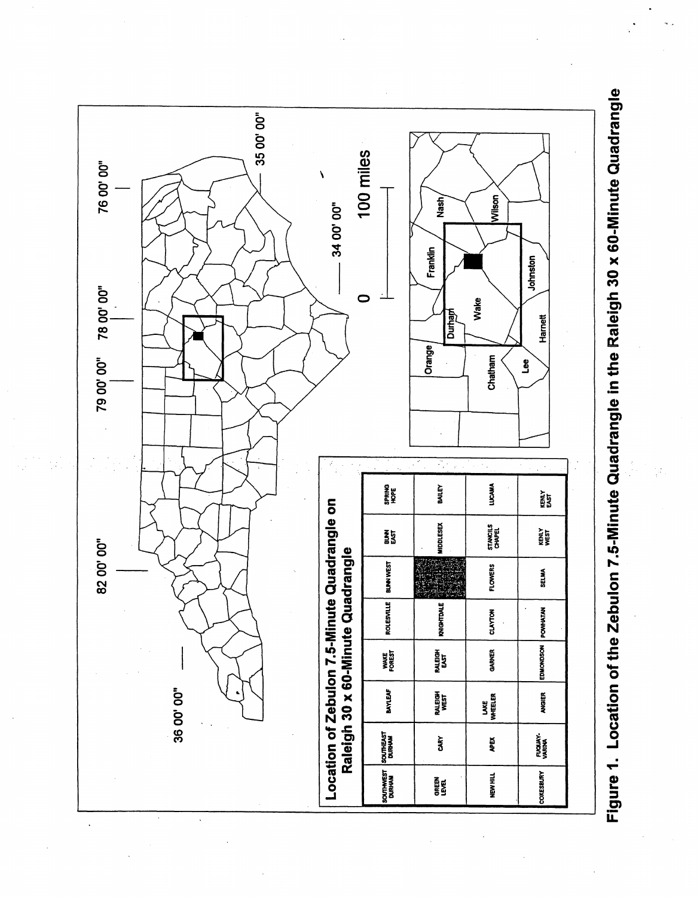## Location of Zebulon 7.5-Minute Quadrangle on Raleigh 30 x 60-Minute Quadrangle

| | | | | | | | |
|---|---|---|---|---|---|---|---|
| SOUTHWEST DURHAM | SOUTHEAST DURHAM | BAYLEAF | WAKE FOREST | ROLESVILLE | BUNN WEST | BUNN EAST | SPRING HOPE |
| GREEN LEVEL | CARY | RALEIGH WEST | RALEIGH EAST | KNIGHTDALE | | MIDDLESEX | BAILEY |
| NEW HILL | APEX | LAKE WHEELER | GARNER | CLAYTON | FLOWERS | STANCILS CHAPEL | LUCAMA |
| COKESBURY | FUQUAY-VARINA | ANGIER | EDMONDSON | POWHATAN | SELMA | KENLY WEST | KENLY EAST |

36 00' 00"

82 00' 00"

79 00' 00"

78 00' 00"

76 00' 00"

35 00' 00"

34 00' 00"

0 — 100 miles

Orange, Durham, Franklin, Nash, Wake, Wilson, Chatham, Lee, Harnett, Johnston

**Figure 1. Location of the Zebulon 7.5-Minute Quadrangle in the Raleigh 30 x 60-Minute Quadrangle**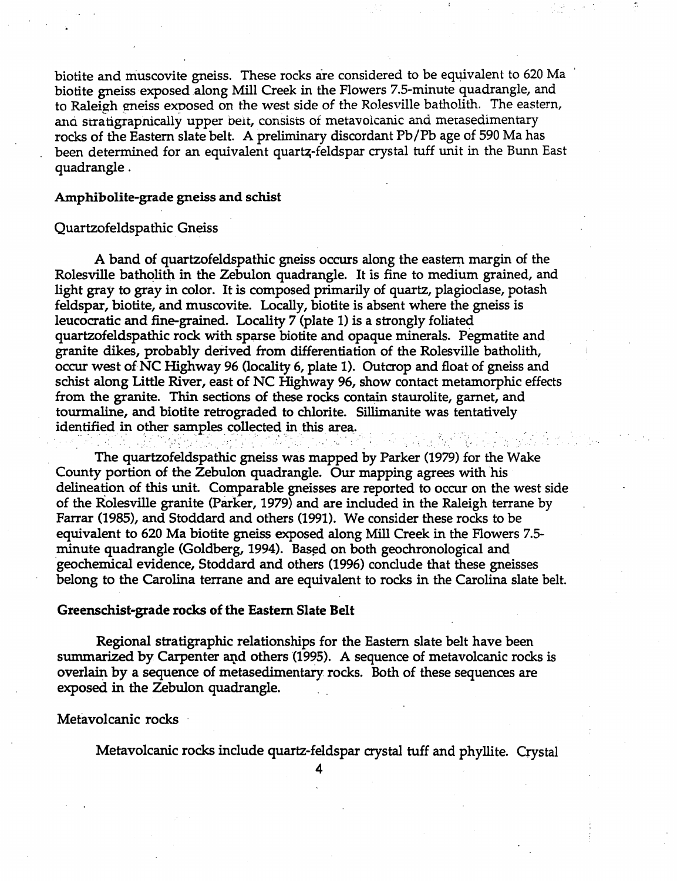biotite and muscovite gneiss. These rocks are considered to be equivalent to 620 Ma biotite gneiss exposed along Mill Creek in the Flowers 7.5-minute quadrangle, and to Raleigh gneiss exposed on the west side of the Rolesville batholith. The eastern, and stratigraphically upper belt, consists of metavolcanic and metasedimentary rocks of the Eastern slate belt. A preliminary discordant Pb/Pb age of 590 Ma has been determined for an equivalent quartz-feldspar crystal tuff unit in the Bunn East quadrangle .

## Amphibolite-grade gneiss and schist

### Quartzofeldspathic Gneiss

A band of quartzofeldspathic gneiss occurs along the eastern margin of the Rolesville batholith in the Zebulon quadrangle. It is fine to medium grained, and light gray to gray in color. It is composed primarily of quartz, plagioclase, potash feldspar, biotite, and muscovite. Locally, biotite is absent where the gneiss is leucocratic and fine-grained. Locality 7 (plate 1) is a strongly foliated quartzofeldspathic rock with sparse biotite and opaque minerals. Pegmatite and granite dikes, probably derived from differentiation of the Rolesville batholith, occur west of NC Highway 96 (locality 6, plate 1). Outcrop and float of gneiss and schist along Little River, east of NC Highway 96, show contact metamorphic effects from the granite. Thin sections of these rocks contain staurolite, garnet, and tourmaline, and biotite retrograded to chlorite. Sillimanite was tentatively identified in other samples collected in this area.

The quartzofeldspathic gneiss was mapped by Parker (1979) for the Wake County portion of the Zebulon quadrangle. Our mapping agrees with his delineation of this unit. Comparable gneisses are reported to occur on the west side of the Rolesville granite (Parker, 1979) and are included in the Raleigh terrane by Farrar (1985), and Stoddard and others (1991). We consider these rocks to be equivalent to 620 Ma biotite gneiss exposed along Mill Creek in the Flowers 7.5-minute quadrangle (Goldberg, 1994). Based on both geochronological and geochemical evidence, Stoddard and others (1996) conclude that these gneisses belong to the Carolina terrane and are equivalent to rocks in the Carolina slate belt.

## Greenschist-grade rocks of the Eastern Slate Belt

Regional stratigraphic relationships for the Eastern slate belt have been summarized by Carpenter and others (1995). A sequence of metavolcanic rocks is overlain by a sequence of metasedimentary rocks. Both of these sequences are exposed in the Zebulon quadrangle.

### Metavolcanic rocks

Metavolcanic rocks include quartz-feldspar crystal tuff and phyllite. Crystal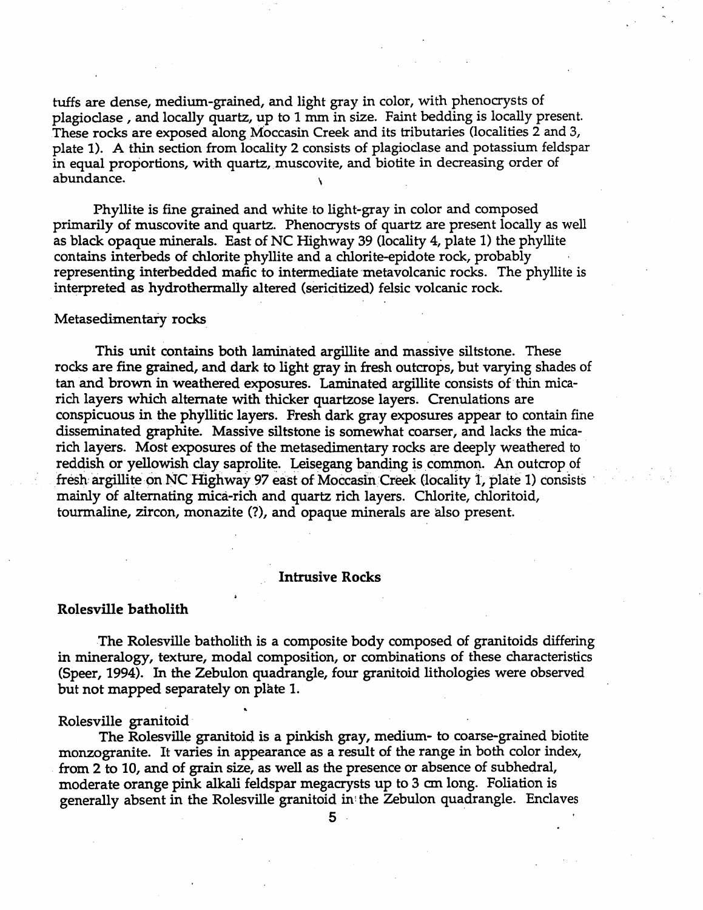tuffs are dense, medium-grained, and light gray in color, with phenocrysts of plagioclase , and locally quartz, up to 1 mm in size. Faint bedding is locally present. These rocks are exposed along Moccasin Creek and its tributaries (localities 2 and 3, plate 1). A thin section from locality 2 consists of plagioclase and potassium feldspar in equal proportions, with quartz, muscovite, and biotite in decreasing order of abundance.

Phyllite is fine grained and white to light-gray in color and composed primarily of muscovite and quartz. Phenocrysts of quartz are present locally as well as black opaque minerals. East of NC Highway 39 (locality 4, plate 1) the phyllite contains interbeds of chlorite phyllite and a chlorite-epidote rock, probably representing interbedded mafic to intermediate metavolcanic rocks. The phyllite is interpreted as hydrothermally altered (sericitized) felsic volcanic rock.

Metasedimentary rocks

This unit contains both laminated argillite and massive siltstone. These rocks are fine grained, and dark to light gray in fresh outcrops, but varying shades of tan and brown in weathered exposures. Laminated argillite consists of thin mica-rich layers which alternate with thicker quartzose layers. Crenulations are conspicuous in the phyllitic layers. Fresh dark gray exposures appear to contain fine disseminated graphite. Massive siltstone is somewhat coarser, and lacks the mica-rich layers. Most exposures of the metasedimentary rocks are deeply weathered to reddish or yellowish clay saprolite. Leisegang banding is common. An outcrop of fresh argillite on NC Highway 97 east of Moccasin Creek (locality 1, plate 1) consists mainly of alternating mica-rich and quartz rich layers. Chlorite, chloritoid, tourmaline, zircon, monazite (?), and opaque minerals are also present.

## Intrusive Rocks

### Rolesville batholith

The Rolesville batholith is a composite body composed of granitoids differing in mineralogy, texture, modal composition, or combinations of these characteristics (Speer, 1994). In the Zebulon quadrangle, four granitoid lithologies were observed but not mapped separately on plate 1.

Rolesville granitoid

The Rolesville granitoid is a pinkish gray, medium- to coarse-grained biotite monzogranite. It varies in appearance as a result of the range in both color index, from 2 to 10, and of grain size, as well as the presence or absence of subhedral, moderate orange pink alkali feldspar megacrysts up to 3 cm long. Foliation is generally absent in the Rolesville granitoid in the Zebulon quadrangle. Enclaves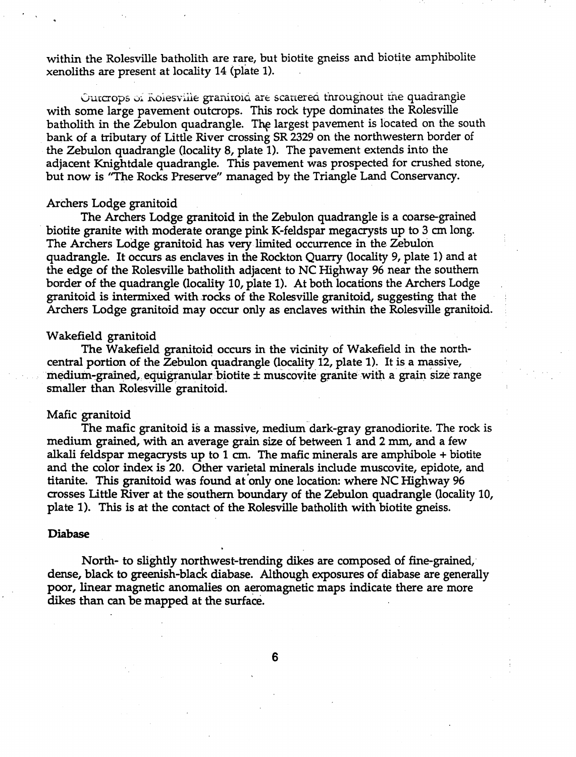within the Rolesville batholith are rare, but biotite gneiss and biotite amphibolite xenoliths are present at locality 14 (plate 1).

Outcrops of Rolesville granitoid are scattered throughout the quadrangle with some large pavement outcrops. This rock type dominates the Rolesville batholith in the Zebulon quadrangle. The largest pavement is located on the south bank of a tributary of Little River crossing SR 2329 on the northwestern border of the Zebulon quadrangle (locality 8, plate 1). The pavement extends into the adjacent Knightdale quadrangle. This pavement was prospected for crushed stone, but now is "The Rocks Preserve" managed by the Triangle Land Conservancy.

Archers Lodge granitoid

The Archers Lodge granitoid in the Zebulon quadrangle is a coarse-grained biotite granite with moderate orange pink K-feldspar megacrysts up to 3 cm long. The Archers Lodge granitoid has very limited occurrence in the Zebulon quadrangle. It occurs as enclaves in the Rockton Quarry (locality 9, plate 1) and at the edge of the Rolesville batholith adjacent to NC Highway 96 near the southern border of the quadrangle (locality 10, plate 1). At both locations the Archers Lodge granitoid is intermixed with rocks of the Rolesville granitoid, suggesting that the Archers Lodge granitoid may occur only as enclaves within the Rolesville granitoid.

Wakefield granitoid

The Wakefield granitoid occurs in the vicinity of Wakefield in the north-central portion of the Zebulon quadrangle (locality 12, plate 1). It is a massive, medium-grained, equigranular biotite ± muscovite granite with a grain size range smaller than Rolesville granitoid.

Mafic granitoid

The mafic granitoid is a massive, medium dark-gray granodiorite. The rock is medium grained, with an average grain size of between 1 and 2 mm, and a few alkali feldspar megacrysts up to 1 cm. The mafic minerals are amphibole + biotite and the color index is 20. Other varietal minerals include muscovite, epidote, and titanite. This granitoid was found at only one location: where NC Highway 96 crosses Little River at the southern boundary of the Zebulon quadrangle (locality 10, plate 1). This is at the contact of the Rolesville batholith with biotite gneiss.

**Diabase**

North- to slightly northwest-trending dikes are composed of fine-grained, dense, black to greenish-black diabase. Although exposures of diabase are generally poor, linear magnetic anomalies on aeromagnetic maps indicate there are more dikes than can be mapped at the surface.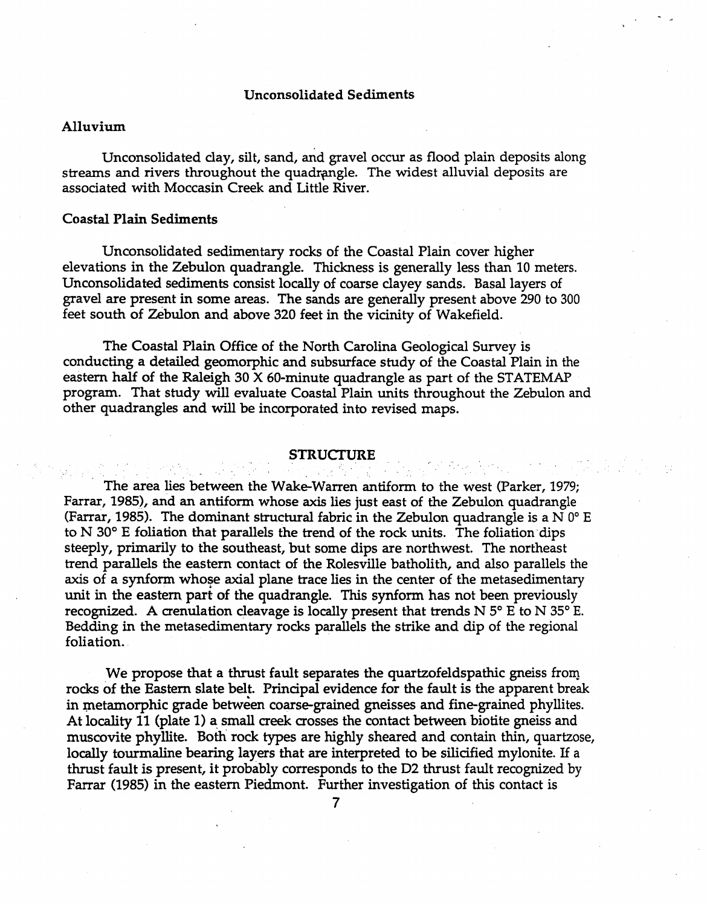## Unconsolidated Sediments

### Alluvium

Unconsolidated clay, silt, sand, and gravel occur as flood plain deposits along streams and rivers throughout the quadrangle. The widest alluvial deposits are associated with Moccasin Creek and Little River.

### Coastal Plain Sediments

Unconsolidated sedimentary rocks of the Coastal Plain cover higher elevations in the Zebulon quadrangle. Thickness is generally less than 10 meters. Unconsolidated sediments consist locally of coarse clayey sands. Basal layers of gravel are present in some areas. The sands are generally present above 290 to 300 feet south of Zebulon and above 320 feet in the vicinity of Wakefield.

The Coastal Plain Office of the North Carolina Geological Survey is conducting a detailed geomorphic and subsurface study of the Coastal Plain in the eastern half of the Raleigh 30 X 60-minute quadrangle as part of the STATEMAP program. That study will evaluate Coastal Plain units throughout the Zebulon and other quadrangles and will be incorporated into revised maps.

## STRUCTURE

The area lies between the Wake-Warren antiform to the west (Parker, 1979; Farrar, 1985), and an antiform whose axis lies just east of the Zebulon quadrangle (Farrar, 1985). The dominant structural fabric in the Zebulon quadrangle is a N 0° E to N 30° E foliation that parallels the trend of the rock units. The foliation dips steeply, primarily to the southeast, but some dips are northwest. The northeast trend parallels the eastern contact of the Rolesville batholith, and also parallels the axis of a synform whose axial plane trace lies in the center of the metasedimentary unit in the eastern part of the quadrangle. This synform has not been previously recognized. A crenulation cleavage is locally present that trends N 5° E to N 35° E. Bedding in the metasedimentary rocks parallels the strike and dip of the regional foliation.

We propose that a thrust fault separates the quartzofeldspathic gneiss from rocks of the Eastern slate belt. Principal evidence for the fault is the apparent break in metamorphic grade between coarse-grained gneisses and fine-grained phyllites. At locality 11 (plate 1) a small creek crosses the contact between biotite gneiss and muscovite phyllite. Both rock types are highly sheared and contain thin, quartzose, locally tourmaline bearing layers that are interpreted to be silicified mylonite. If a thrust fault is present, it probably corresponds to the D2 thrust fault recognized by Farrar (1985) in the eastern Piedmont. Further investigation of this contact is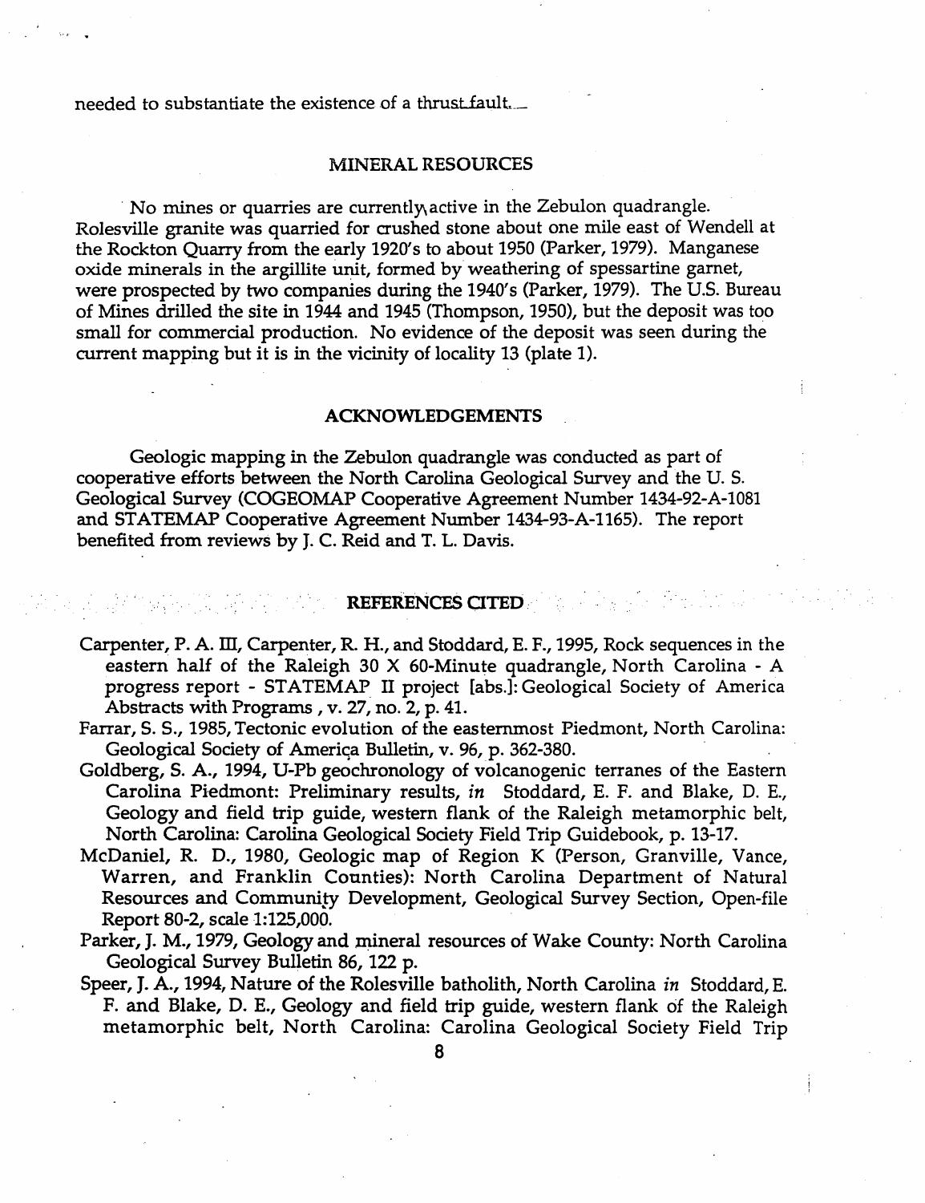needed to substantiate the existence of a thrust fault.

## MINERAL RESOURCES

No mines or quarries are currently active in the Zebulon quadrangle. Rolesville granite was quarried for crushed stone about one mile east of Wendell at the Rockton Quarry from the early 1920's to about 1950 (Parker, 1979). Manganese oxide minerals in the argillite unit, formed by weathering of spessartine garnet, were prospected by two companies during the 1940's (Parker, 1979). The U.S. Bureau of Mines drilled the site in 1944 and 1945 (Thompson, 1950), but the deposit was too small for commercial production. No evidence of the deposit was seen during the current mapping but it is in the vicinity of locality 13 (plate 1).

## ACKNOWLEDGEMENTS

Geologic mapping in the Zebulon quadrangle was conducted as part of cooperative efforts between the North Carolina Geological Survey and the U. S. Geological Survey (COGEOMAP Cooperative Agreement Number 1434-92-A-1081 and STATEMAP Cooperative Agreement Number 1434-93-A-1165). The report benefited from reviews by J. C. Reid and T. L. Davis.

## REFERENCES CITED

Carpenter, P. A. III, Carpenter, R. H., and Stoddard, E. F., 1995, Rock sequences in the eastern half of the Raleigh 30 X 60-Minute quadrangle, North Carolina - A progress report - STATEMAP II project [abs.]: Geological Society of America Abstracts with Programs , v. 27, no. 2, p. 41.

Farrar, S. S., 1985, Tectonic evolution of the easternmost Piedmont, North Carolina: Geological Society of America Bulletin, v. 96, p. 362-380.

Goldberg, S. A., 1994, U-Pb geochronology of volcanogenic terranes of the Eastern Carolina Piedmont: Preliminary results, *in* Stoddard, E. F. and Blake, D. E., Geology and field trip guide, western flank of the Raleigh metamorphic belt, North Carolina: Carolina Geological Society Field Trip Guidebook, p. 13-17.

McDaniel, R. D., 1980, Geologic map of Region K (Person, Granville, Vance, Warren, and Franklin Counties): North Carolina Department of Natural Resources and Community Development, Geological Survey Section, Open-file Report 80-2, scale 1:125,000.

Parker, J. M., 1979, Geology and mineral resources of Wake County: North Carolina Geological Survey Bulletin 86, 122 p.

Speer, J. A., 1994, Nature of the Rolesville batholith, North Carolina *in* Stoddard, E. F. and Blake, D. E., Geology and field trip guide, western flank of the Raleigh metamorphic belt, North Carolina: Carolina Geological Society Field Trip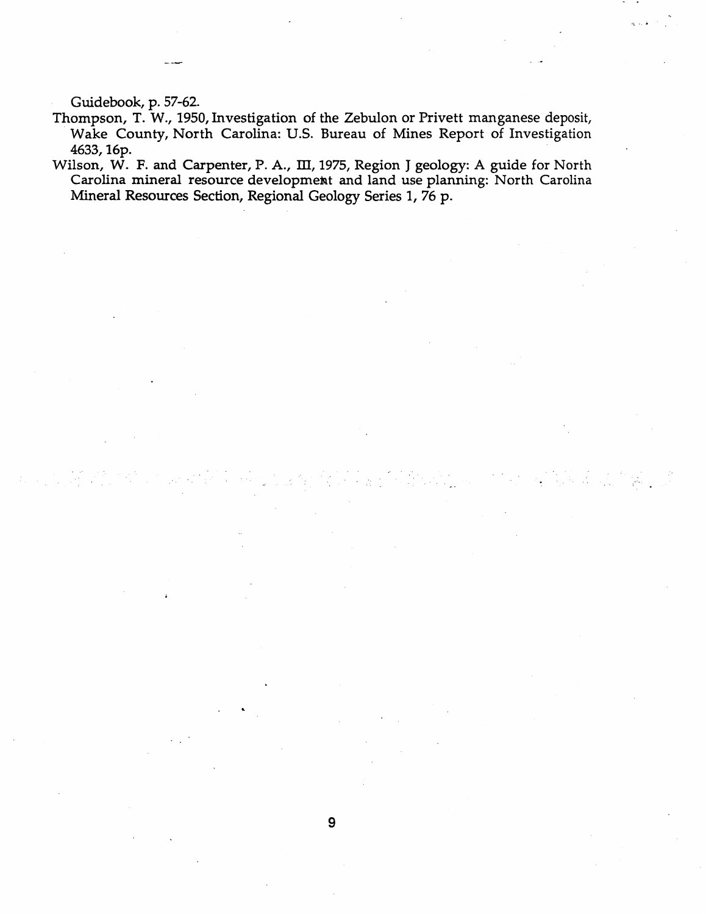Guidebook, p. 57-62.

Thompson, T. W., 1950, Investigation of the Zebulon or Privett manganese deposit, Wake County, North Carolina: U.S. Bureau of Mines Report of Investigation 4633, 16p.

Wilson, W. F. and Carpenter, P. A., III, 1975, Region J geology: A guide for North Carolina mineral resource development and land use planning: North Carolina Mineral Resources Section, Regional Geology Series 1, 76 p.